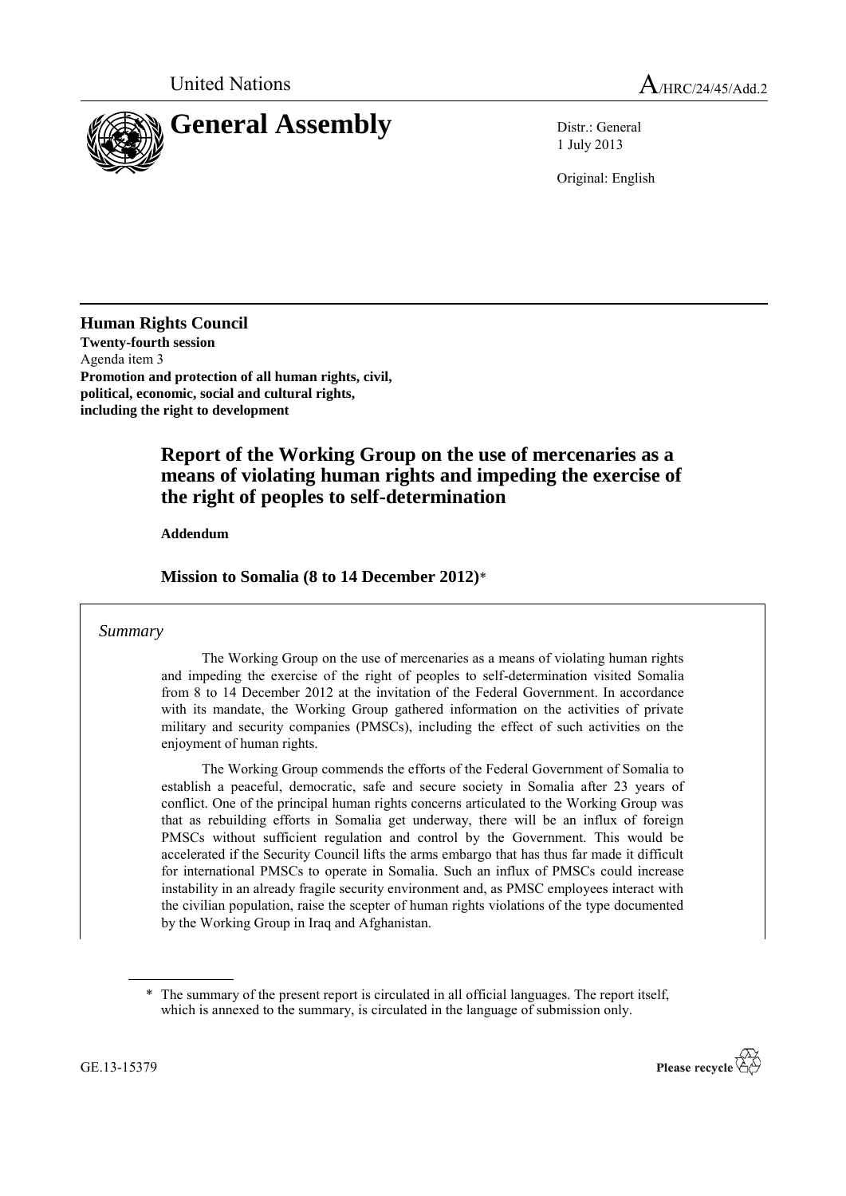United Nations A/HRC/24/45/Add.2

# General Assembly

Distr.: General
1 July 2013

Original: English

**Human Rights Council**
**Twenty-fourth session**
Agenda item 3
**Promotion and protection of all human rights, civil, political, economic, social and cultural rights, including the right to development**

# Report of the Working Group on the use of mercenaries as a means of violating human rights and impeding the exercise of the right of peoples to self-determination

**Addendum**

## Mission to Somalia (8 to 14 December 2012)*

*Summary*

The Working Group on the use of mercenaries as a means of violating human rights and impeding the exercise of the right of peoples to self-determination visited Somalia from 8 to 14 December 2012 at the invitation of the Federal Government. In accordance with its mandate, the Working Group gathered information on the activities of private military and security companies (PMSCs), including the effect of such activities on the enjoyment of human rights.

The Working Group commends the efforts of the Federal Government of Somalia to establish a peaceful, democratic, safe and secure society in Somalia after 23 years of conflict. One of the principal human rights concerns articulated to the Working Group was that as rebuilding efforts in Somalia get underway, there will be an influx of foreign PMSCs without sufficient regulation and control by the Government. This would be accelerated if the Security Council lifts the arms embargo that has thus far made it difficult for international PMSCs to operate in Somalia. Such an influx of PMSCs could increase instability in an already fragile security environment and, as PMSC employees interact with the civilian population, raise the scepter of human rights violations of the type documented by the Working Group in Iraq and Afghanistan.

\* The summary of the present report is circulated in all official languages. The report itself, which is annexed to the summary, is circulated in the language of submission only.

GE.13-15379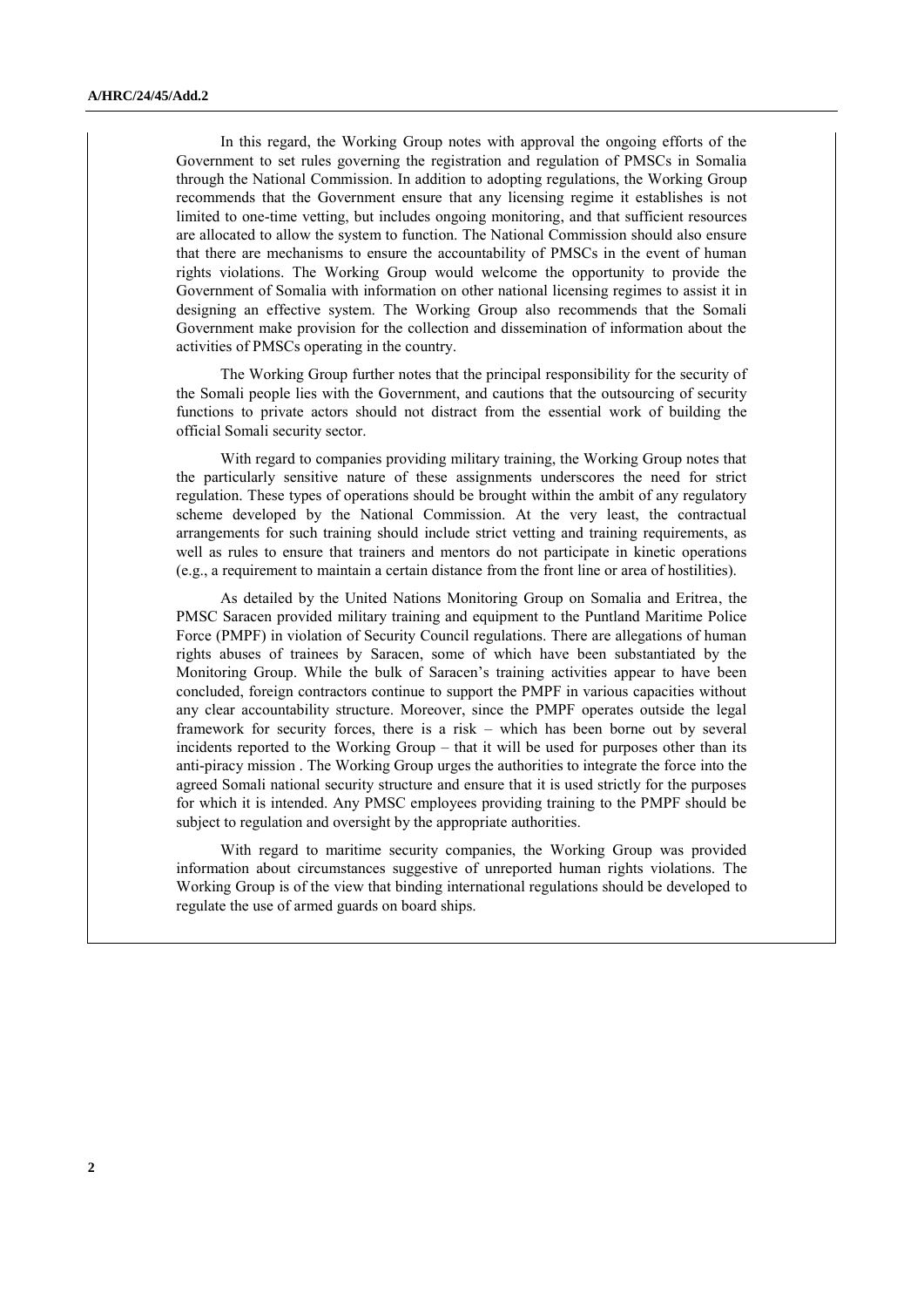In this regard, the Working Group notes with approval the ongoing efforts of the Government to set rules governing the registration and regulation of PMSCs in Somalia through the National Commission. In addition to adopting regulations, the Working Group recommends that the Government ensure that any licensing regime it establishes is not limited to one-time vetting, but includes ongoing monitoring, and that sufficient resources are allocated to allow the system to function. The National Commission should also ensure that there are mechanisms to ensure the accountability of PMSCs in the event of human rights violations. The Working Group would welcome the opportunity to provide the Government of Somalia with information on other national licensing regimes to assist it in designing an effective system. The Working Group also recommends that the Somali Government make provision for the collection and dissemination of information about the activities of PMSCs operating in the country.

The Working Group further notes that the principal responsibility for the security of the Somali people lies with the Government, and cautions that the outsourcing of security functions to private actors should not distract from the essential work of building the official Somali security sector.

With regard to companies providing military training, the Working Group notes that the particularly sensitive nature of these assignments underscores the need for strict regulation. These types of operations should be brought within the ambit of any regulatory scheme developed by the National Commission. At the very least, the contractual arrangements for such training should include strict vetting and training requirements, as well as rules to ensure that trainers and mentors do not participate in kinetic operations (e.g., a requirement to maintain a certain distance from the front line or area of hostilities).

As detailed by the United Nations Monitoring Group on Somalia and Eritrea, the PMSC Saracen provided military training and equipment to the Puntland Maritime Police Force (PMPF) in violation of Security Council regulations. There are allegations of human rights abuses of trainees by Saracen, some of which have been substantiated by the Monitoring Group. While the bulk of Saracen's training activities appear to have been concluded, foreign contractors continue to support the PMPF in various capacities without any clear accountability structure. Moreover, since the PMPF operates outside the legal framework for security forces, there is a risk – which has been borne out by several incidents reported to the Working Group – that it will be used for purposes other than its anti-piracy mission . The Working Group urges the authorities to integrate the force into the agreed Somali national security structure and ensure that it is used strictly for the purposes for which it is intended. Any PMSC employees providing training to the PMPF should be subject to regulation and oversight by the appropriate authorities.

With regard to maritime security companies, the Working Group was provided information about circumstances suggestive of unreported human rights violations. The Working Group is of the view that binding international regulations should be developed to regulate the use of armed guards on board ships.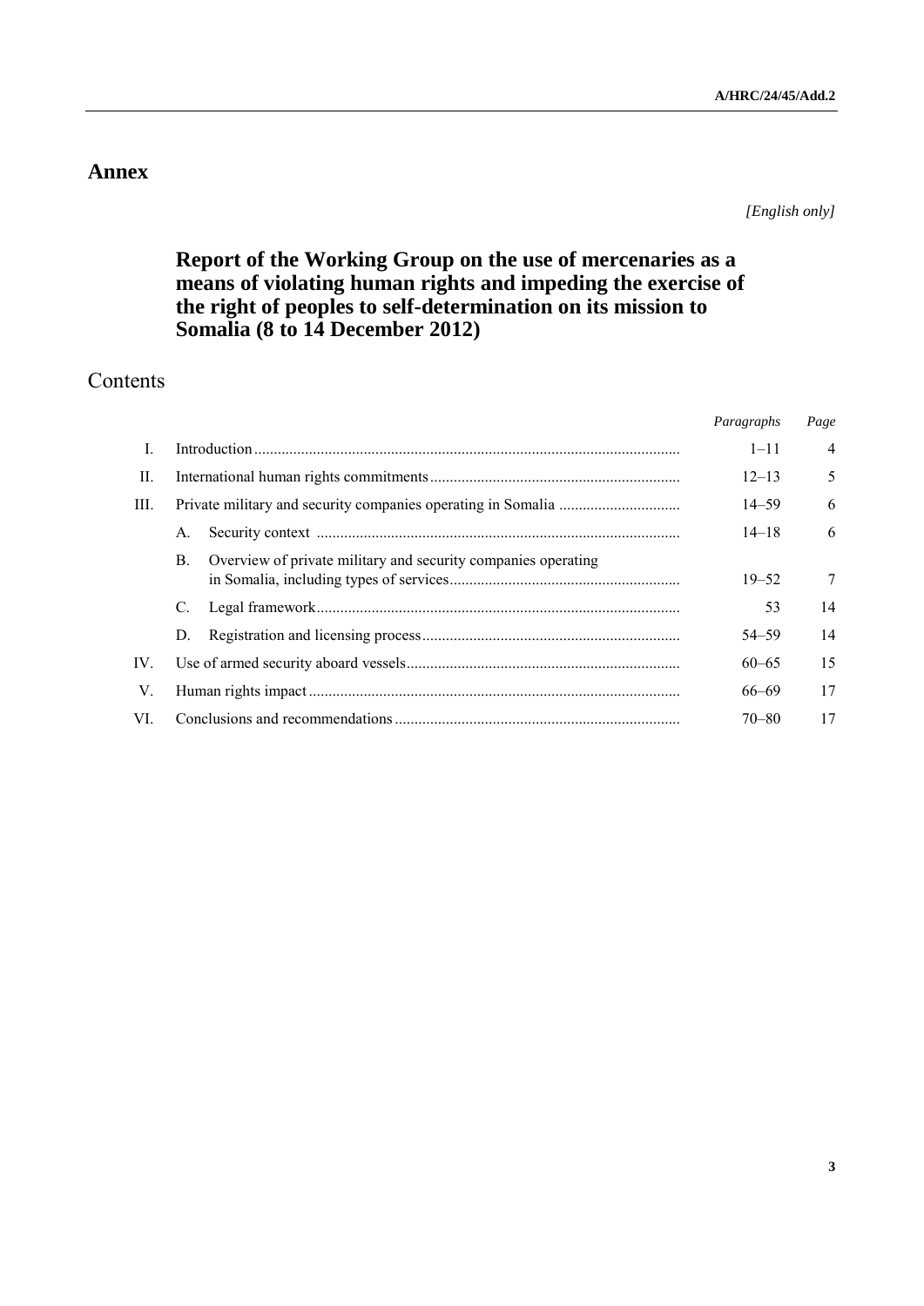# Annex

*[English only]*

## Report of the Working Group on the use of mercenaries as a means of violating human rights and impeding the exercise of the right of peoples to self-determination on its mission to Somalia (8 to 14 December 2012)

## Contents

| | | | *Paragraphs* | *Page* |
|---|---|---|---|---|
| I. | Introduction | | 1–11 | 4 |
| II. | International human rights commitments | | 12–13 | 5 |
| III. | Private military and security companies operating in Somalia | | 14–59 | 6 |
| | A. | Security context | 14–18 | 6 |
| | B. | Overview of private military and security companies operating in Somalia, including types of services | 19–52 | 7 |
| | C. | Legal framework | 53 | 14 |
| | D. | Registration and licensing process | 54–59 | 14 |
| IV. | Use of armed security aboard vessels | | 60–65 | 15 |
| V. | Human rights impact | | 66–69 | 17 |
| VI. | Conclusions and recommendations | | 70–80 | 17 |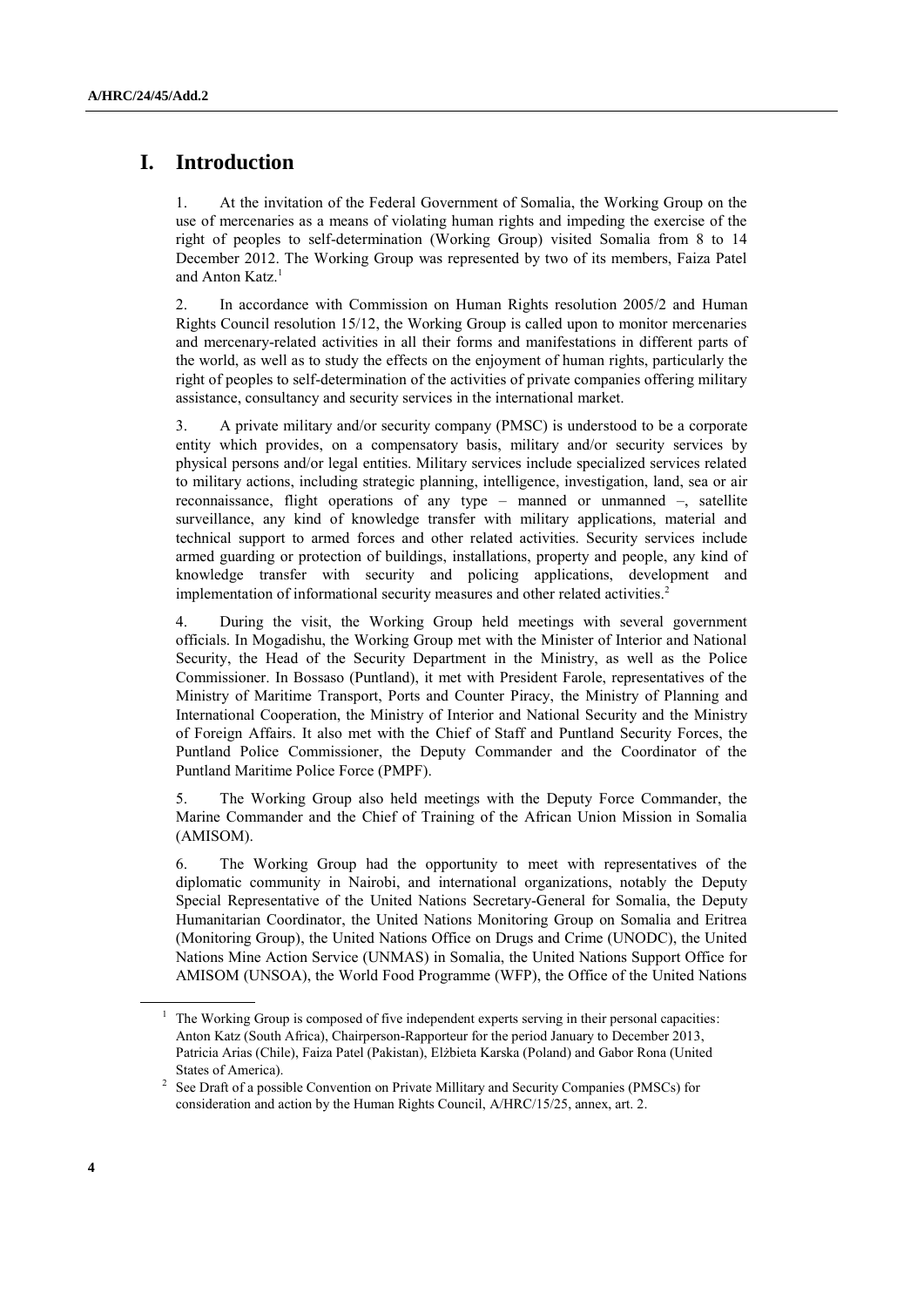# I. Introduction

1. At the invitation of the Federal Government of Somalia, the Working Group on the use of mercenaries as a means of violating human rights and impeding the exercise of the right of peoples to self-determination (Working Group) visited Somalia from 8 to 14 December 2012. The Working Group was represented by two of its members, Faiza Patel and Anton Katz.[1]

2. In accordance with Commission on Human Rights resolution 2005/2 and Human Rights Council resolution 15/12, the Working Group is called upon to monitor mercenaries and mercenary-related activities in all their forms and manifestations in different parts of the world, as well as to study the effects on the enjoyment of human rights, particularly the right of peoples to self-determination of the activities of private companies offering military assistance, consultancy and security services in the international market.

3. A private military and/or security company (PMSC) is understood to be a corporate entity which provides, on a compensatory basis, military and/or security services by physical persons and/or legal entities. Military services include specialized services related to military actions, including strategic planning, intelligence, investigation, land, sea or air reconnaissance, flight operations of any type – manned or unmanned –, satellite surveillance, any kind of knowledge transfer with military applications, material and technical support to armed forces and other related activities. Security services include armed guarding or protection of buildings, installations, property and people, any kind of knowledge transfer with security and policing applications, development and implementation of informational security measures and other related activities.[2]

4. During the visit, the Working Group held meetings with several government officials. In Mogadishu, the Working Group met with the Minister of Interior and National Security, the Head of the Security Department in the Ministry, as well as the Police Commissioner. In Bossaso (Puntland), it met with President Farole, representatives of the Ministry of Maritime Transport, Ports and Counter Piracy, the Ministry of Planning and International Cooperation, the Ministry of Interior and National Security and the Ministry of Foreign Affairs. It also met with the Chief of Staff and Puntland Security Forces, the Puntland Police Commissioner, the Deputy Commander and the Coordinator of the Puntland Maritime Police Force (PMPF).

5. The Working Group also held meetings with the Deputy Force Commander, the Marine Commander and the Chief of Training of the African Union Mission in Somalia (AMISOM).

6. The Working Group had the opportunity to meet with representatives of the diplomatic community in Nairobi, and international organizations, notably the Deputy Special Representative of the United Nations Secretary-General for Somalia, the Deputy Humanitarian Coordinator, the United Nations Monitoring Group on Somalia and Eritrea (Monitoring Group), the United Nations Office on Drugs and Crime (UNODC), the United Nations Mine Action Service (UNMAS) in Somalia, the United Nations Support Office for AMISOM (UNSOA), the World Food Programme (WFP), the Office of the United Nations

---

[1] The Working Group is composed of five independent experts serving in their personal capacities: Anton Katz (South Africa), Chairperson-Rapporteur for the period January to December 2013, Patricia Arias (Chile), Faiza Patel (Pakistan), Elżbieta Karska (Poland) and Gabor Rona (United States of America).

[2] See Draft of a possible Convention on Private Millitary and Security Companies (PMSCs) for consideration and action by the Human Rights Council, A/HRC/15/25, annex, art. 2.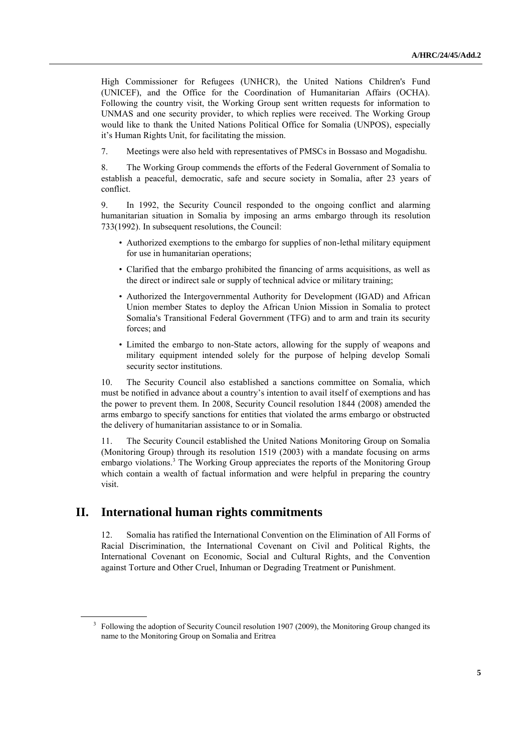High Commissioner for Refugees (UNHCR), the United Nations Children's Fund (UNICEF), and the Office for the Coordination of Humanitarian Affairs (OCHA). Following the country visit, the Working Group sent written requests for information to UNMAS and one security provider, to which replies were received. The Working Group would like to thank the United Nations Political Office for Somalia (UNPOS), especially it's Human Rights Unit, for facilitating the mission.

7. Meetings were also held with representatives of PMSCs in Bossaso and Mogadishu.

8. The Working Group commends the efforts of the Federal Government of Somalia to establish a peaceful, democratic, safe and secure society in Somalia, after 23 years of conflict.

9. In 1992, the Security Council responded to the ongoing conflict and alarming humanitarian situation in Somalia by imposing an arms embargo through its resolution 733(1992). In subsequent resolutions, the Council:

- Authorized exemptions to the embargo for supplies of non-lethal military equipment for use in humanitarian operations;
- Clarified that the embargo prohibited the financing of arms acquisitions, as well as the direct or indirect sale or supply of technical advice or military training;
- Authorized the Intergovernmental Authority for Development (IGAD) and African Union member States to deploy the African Union Mission in Somalia to protect Somalia's Transitional Federal Government (TFG) and to arm and train its security forces; and
- Limited the embargo to non-State actors, allowing for the supply of weapons and military equipment intended solely for the purpose of helping develop Somali security sector institutions.

10. The Security Council also established a sanctions committee on Somalia, which must be notified in advance about a country's intention to avail itself of exemptions and has the power to prevent them. In 2008, Security Council resolution 1844 (2008) amended the arms embargo to specify sanctions for entities that violated the arms embargo or obstructed the delivery of humanitarian assistance to or in Somalia.

11. The Security Council established the United Nations Monitoring Group on Somalia (Monitoring Group) through its resolution 1519 (2003) with a mandate focusing on arms embargo violations.[3] The Working Group appreciates the reports of the Monitoring Group which contain a wealth of factual information and were helpful in preparing the country visit.

## II. International human rights commitments

12. Somalia has ratified the International Convention on the Elimination of All Forms of Racial Discrimination, the International Covenant on Civil and Political Rights, the International Covenant on Economic, Social and Cultural Rights, and the Convention against Torture and Other Cruel, Inhuman or Degrading Treatment or Punishment.

[3] Following the adoption of Security Council resolution 1907 (2009), the Monitoring Group changed its name to the Monitoring Group on Somalia and Eritrea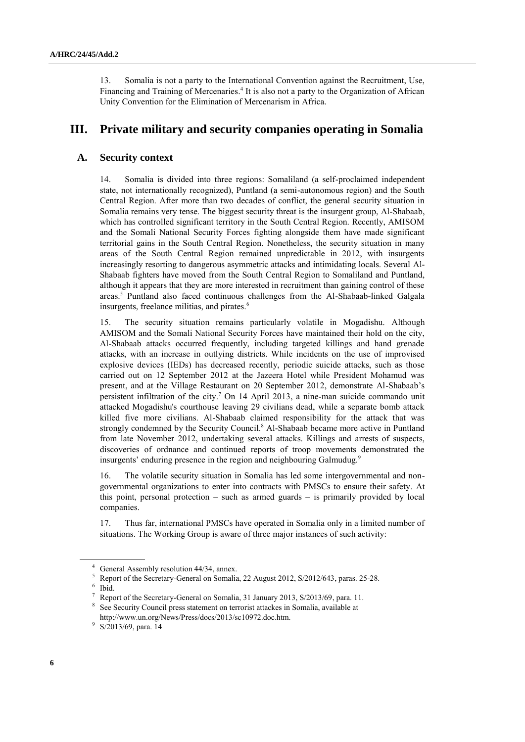13. Somalia is not a party to the International Convention against the Recruitment, Use, Financing and Training of Mercenaries.[4] It is also not a party to the Organization of African Unity Convention for the Elimination of Mercenarism in Africa.

# III. Private military and security companies operating in Somalia

## A. Security context

14. Somalia is divided into three regions: Somaliland (a self-proclaimed independent state, not internationally recognized), Puntland (a semi-autonomous region) and the South Central Region. After more than two decades of conflict, the general security situation in Somalia remains very tense. The biggest security threat is the insurgent group, Al-Shabaab, which has controlled significant territory in the South Central Region. Recently, AMISOM and the Somali National Security Forces fighting alongside them have made significant territorial gains in the South Central Region. Nonetheless, the security situation in many areas of the South Central Region remained unpredictable in 2012, with insurgents increasingly resorting to dangerous asymmetric attacks and intimidating locals. Several Al-Shabaab fighters have moved from the South Central Region to Somaliland and Puntland, although it appears that they are more interested in recruitment than gaining control of these areas.[5] Puntland also faced continuous challenges from the Al-Shabaab-linked Galgala insurgents, freelance militias, and pirates.[6]

15. The security situation remains particularly volatile in Mogadishu. Although AMISOM and the Somali National Security Forces have maintained their hold on the city, Al-Shabaab attacks occurred frequently, including targeted killings and hand grenade attacks, with an increase in outlying districts. While incidents on the use of improvised explosive devices (IEDs) has decreased recently, periodic suicide attacks, such as those carried out on 12 September 2012 at the Jazeera Hotel while President Mohamud was present, and at the Village Restaurant on 20 September 2012, demonstrate Al-Shabaab's persistent infiltration of the city.[7] On 14 April 2013, a nine-man suicide commando unit attacked Mogadishu's courthouse leaving 29 civilians dead, while a separate bomb attack killed five more civilians. Al-Shabaab claimed responsibility for the attack that was strongly condemned by the Security Council.[8] Al-Shabaab became more active in Puntland from late November 2012, undertaking several attacks. Killings and arrests of suspects, discoveries of ordnance and continued reports of troop movements demonstrated the insurgents' enduring presence in the region and neighbouring Galmudug.[9]

16. The volatile security situation in Somalia has led some intergovernmental and non-governmental organizations to enter into contracts with PMSCs to ensure their safety. At this point, personal protection – such as armed guards – is primarily provided by local companies.

17. Thus far, international PMSCs have operated in Somalia only in a limited number of situations. The Working Group is aware of three major instances of such activity:

---

[4] General Assembly resolution 44/34, annex.

[5] Report of the Secretary-General on Somalia, 22 August 2012, S/2012/643, paras. 25-28.

[6] Ibid.

[7] Report of the Secretary-General on Somalia, 31 January 2013, S/2013/69, para. 11.

[8] See Security Council press statement on terrorist attacks in Somalia, available at http://www.un.org/News/Press/docs/2013/sc10972.doc.htm.

[9] S/2013/69, para. 14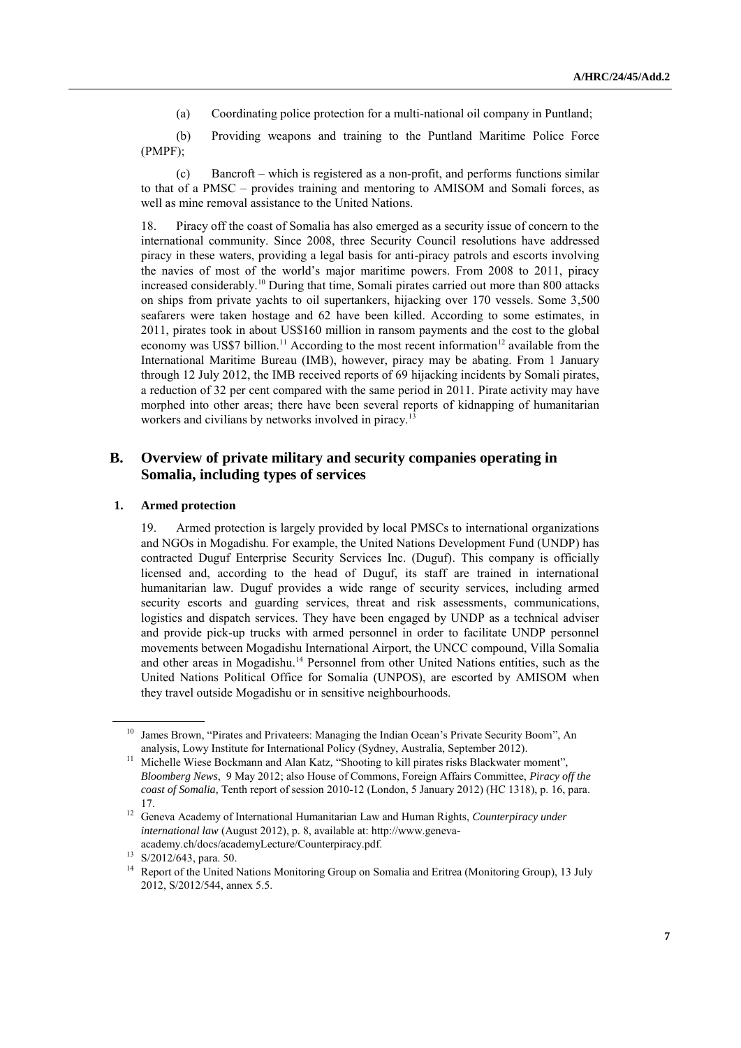(a) Coordinating police protection for a multi-national oil company in Puntland;

(b) Providing weapons and training to the Puntland Maritime Police Force (PMPF);

(c) Bancroft – which is registered as a non-profit, and performs functions similar to that of a PMSC – provides training and mentoring to AMISOM and Somali forces, as well as mine removal assistance to the United Nations.

18. Piracy off the coast of Somalia has also emerged as a security issue of concern to the international community. Since 2008, three Security Council resolutions have addressed piracy in these waters, providing a legal basis for anti-piracy patrols and escorts involving the navies of most of the world's major maritime powers. From 2008 to 2011, piracy increased considerably.[10] During that time, Somali pirates carried out more than 800 attacks on ships from private yachts to oil supertankers, hijacking over 170 vessels. Some 3,500 seafarers were taken hostage and 62 have been killed. According to some estimates, in 2011, pirates took in about US$160 million in ransom payments and the cost to the global economy was US$7 billion.[11] According to the most recent information[12] available from the International Maritime Bureau (IMB), however, piracy may be abating. From 1 January through 12 July 2012, the IMB received reports of 69 hijacking incidents by Somali pirates, a reduction of 32 per cent compared with the same period in 2011. Pirate activity may have morphed into other areas; there have been several reports of kidnapping of humanitarian workers and civilians by networks involved in piracy.[13]

## B. Overview of private military and security companies operating in Somalia, including types of services

### 1. Armed protection

19. Armed protection is largely provided by local PMSCs to international organizations and NGOs in Mogadishu. For example, the United Nations Development Fund (UNDP) has contracted Duguf Enterprise Security Services Inc. (Duguf). This company is officially licensed and, according to the head of Duguf, its staff are trained in international humanitarian law. Duguf provides a wide range of security services, including armed security escorts and guarding services, threat and risk assessments, communications, logistics and dispatch services. They have been engaged by UNDP as a technical adviser and provide pick-up trucks with armed personnel in order to facilitate UNDP personnel movements between Mogadishu International Airport, the UNCC compound, Villa Somalia and other areas in Mogadishu.[14] Personnel from other United Nations entities, such as the United Nations Political Office for Somalia (UNPOS), are escorted by AMISOM when they travel outside Mogadishu or in sensitive neighbourhoods.

---

[10] James Brown, "Pirates and Privateers: Managing the Indian Ocean's Private Security Boom", An analysis, Lowy Institute for International Policy (Sydney, Australia, September 2012).

[11] Michelle Wiese Bockmann and Alan Katz, "Shooting to kill pirates risks Blackwater moment", *Bloomberg News*, 9 May 2012; also House of Commons, Foreign Affairs Committee, *Piracy off the coast of Somalia*, Tenth report of session 2010-12 (London, 5 January 2012) (HC 1318), p. 16, para. 17.

[12] Geneva Academy of International Humanitarian Law and Human Rights, *Counterpiracy under international law* (August 2012), p. 8, available at: http://www.geneva-academy.ch/docs/academyLecture/Counterpiracy.pdf.

[13] S/2012/643, para. 50.

[14] Report of the United Nations Monitoring Group on Somalia and Eritrea (Monitoring Group), 13 July 2012, S/2012/544, annex 5.5.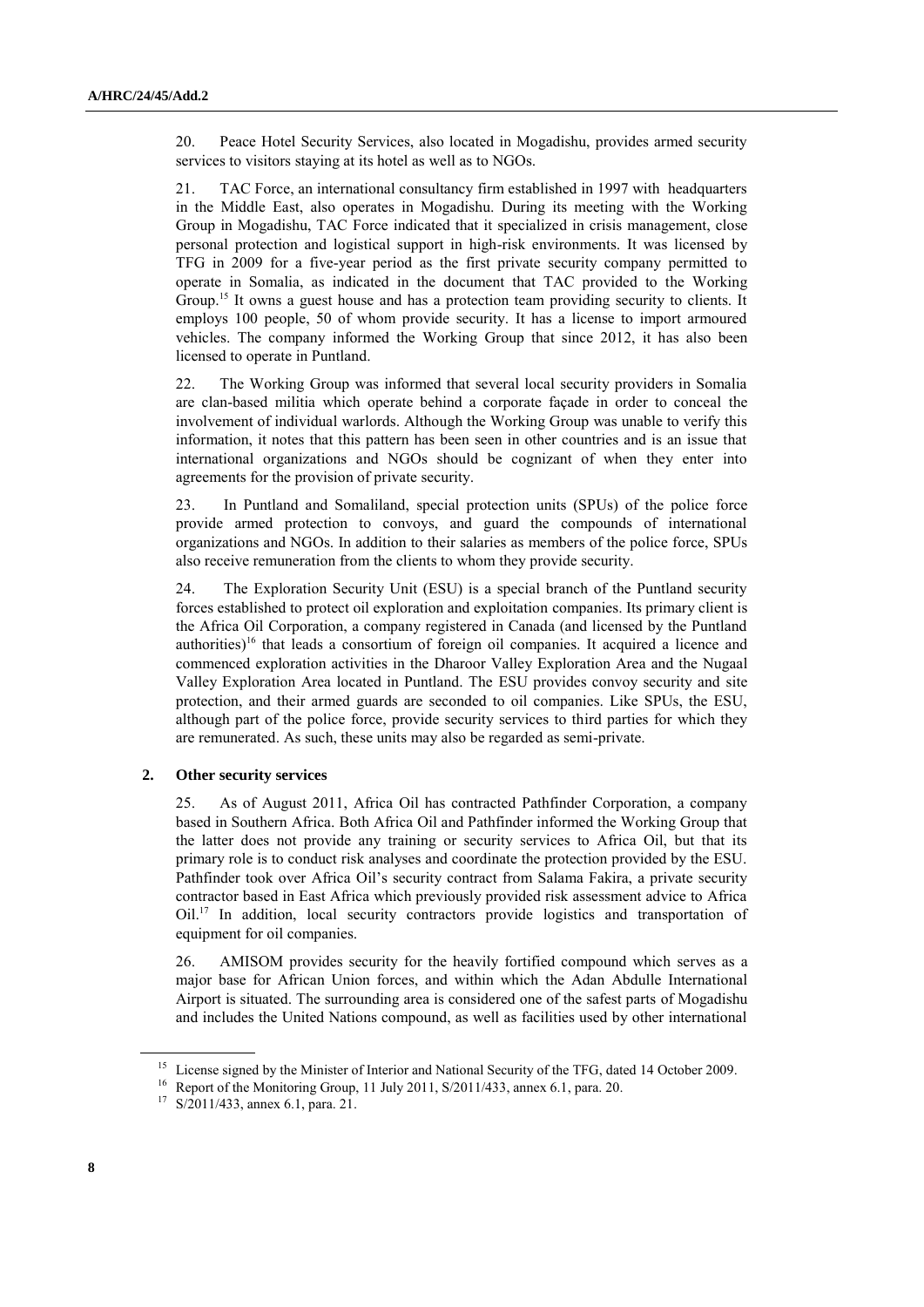20. Peace Hotel Security Services, also located in Mogadishu, provides armed security services to visitors staying at its hotel as well as to NGOs.

21. TAC Force, an international consultancy firm established in 1997 with headquarters in the Middle East, also operates in Mogadishu. During its meeting with the Working Group in Mogadishu, TAC Force indicated that it specialized in crisis management, close personal protection and logistical support in high-risk environments. It was licensed by TFG in 2009 for a five-year period as the first private security company permitted to operate in Somalia, as indicated in the document that TAC provided to the Working Group.[15] It owns a guest house and has a protection team providing security to clients. It employs 100 people, 50 of whom provide security. It has a license to import armoured vehicles. The company informed the Working Group that since 2012, it has also been licensed to operate in Puntland.

22. The Working Group was informed that several local security providers in Somalia are clan-based militia which operate behind a corporate façade in order to conceal the involvement of individual warlords. Although the Working Group was unable to verify this information, it notes that this pattern has been seen in other countries and is an issue that international organizations and NGOs should be cognizant of when they enter into agreements for the provision of private security.

23. In Puntland and Somaliland, special protection units (SPUs) of the police force provide armed protection to convoys, and guard the compounds of international organizations and NGOs. In addition to their salaries as members of the police force, SPUs also receive remuneration from the clients to whom they provide security.

24. The Exploration Security Unit (ESU) is a special branch of the Puntland security forces established to protect oil exploration and exploitation companies. Its primary client is the Africa Oil Corporation, a company registered in Canada (and licensed by the Puntland authorities)[16] that leads a consortium of foreign oil companies. It acquired a licence and commenced exploration activities in the Dharoor Valley Exploration Area and the Nugaal Valley Exploration Area located in Puntland. The ESU provides convoy security and site protection, and their armed guards are seconded to oil companies. Like SPUs, the ESU, although part of the police force, provide security services to third parties for which they are remunerated. As such, these units may also be regarded as semi-private.

### 2. Other security services

25. As of August 2011, Africa Oil has contracted Pathfinder Corporation, a company based in Southern Africa. Both Africa Oil and Pathfinder informed the Working Group that the latter does not provide any training or security services to Africa Oil, but that its primary role is to conduct risk analyses and coordinate the protection provided by the ESU. Pathfinder took over Africa Oil's security contract from Salama Fakira, a private security contractor based in East Africa which previously provided risk assessment advice to Africa Oil.[17] In addition, local security contractors provide logistics and transportation of equipment for oil companies.

26. AMISOM provides security for the heavily fortified compound which serves as a major base for African Union forces, and within which the Adan Abdulle International Airport is situated. The surrounding area is considered one of the safest parts of Mogadishu and includes the United Nations compound, as well as facilities used by other international

---

[15] License signed by the Minister of Interior and National Security of the TFG, dated 14 October 2009.

[16] Report of the Monitoring Group, 11 July 2011, S/2011/433, annex 6.1, para. 20.

[17] S/2011/433, annex 6.1, para. 21.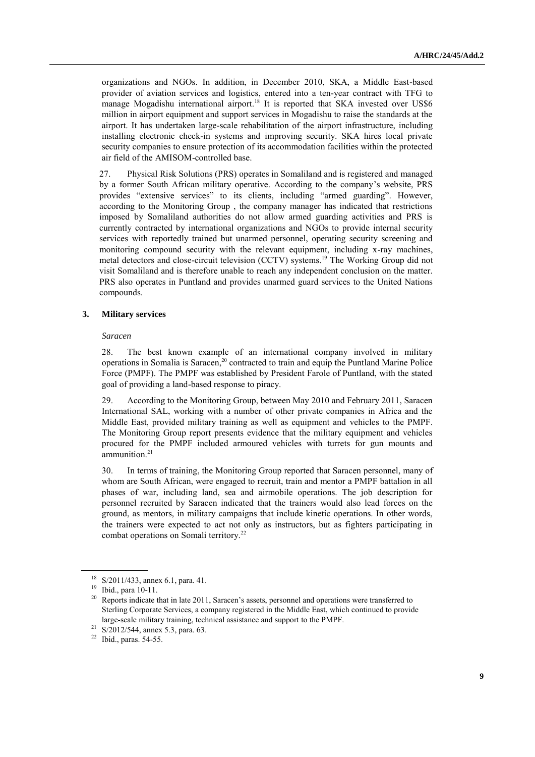organizations and NGOs. In addition, in December 2010, SKA, a Middle East-based provider of aviation services and logistics, entered into a ten-year contract with TFG to manage Mogadishu international airport.[18] It is reported that SKA invested over US$6 million in airport equipment and support services in Mogadishu to raise the standards at the airport. It has undertaken large-scale rehabilitation of the airport infrastructure, including installing electronic check-in systems and improving security. SKA hires local private security companies to ensure protection of its accommodation facilities within the protected air field of the AMISOM-controlled base.

27. Physical Risk Solutions (PRS) operates in Somaliland and is registered and managed by a former South African military operative. According to the company's website, PRS provides "extensive services" to its clients, including "armed guarding". However, according to the Monitoring Group , the company manager has indicated that restrictions imposed by Somaliland authorities do not allow armed guarding activities and PRS is currently contracted by international organizations and NGOs to provide internal security services with reportedly trained but unarmed personnel, operating security screening and monitoring compound security with the relevant equipment, including x-ray machines, metal detectors and close-circuit television (CCTV) systems.[19] The Working Group did not visit Somaliland and is therefore unable to reach any independent conclusion on the matter. PRS also operates in Puntland and provides unarmed guard services to the United Nations compounds.

### 3. Military services

*Saracen*

28. The best known example of an international company involved in military operations in Somalia is Saracen,[20] contracted to train and equip the Puntland Marine Police Force (PMPF). The PMPF was established by President Farole of Puntland, with the stated goal of providing a land-based response to piracy.

29. According to the Monitoring Group, between May 2010 and February 2011, Saracen International SAL, working with a number of other private companies in Africa and the Middle East, provided military training as well as equipment and vehicles to the PMPF. The Monitoring Group report presents evidence that the military equipment and vehicles procured for the PMPF included armoured vehicles with turrets for gun mounts and ammunition.[21]

30. In terms of training, the Monitoring Group reported that Saracen personnel, many of whom are South African, were engaged to recruit, train and mentor a PMPF battalion in all phases of war, including land, sea and airmobile operations. The job description for personnel recruited by Saracen indicated that the trainers would also lead forces on the ground, as mentors, in military campaigns that include kinetic operations. In other words, the trainers were expected to act not only as instructors, but as fighters participating in combat operations on Somali territory.[22]

---

[18] S/2011/433, annex 6.1, para. 41.

[19] Ibid., para 10-11.

[20] Reports indicate that in late 2011, Saracen's assets, personnel and operations were transferred to Sterling Corporate Services, a company registered in the Middle East, which continued to provide large-scale military training, technical assistance and support to the PMPF.

[21] S/2012/544, annex 5.3, para. 63.

[22] Ibid., paras. 54-55.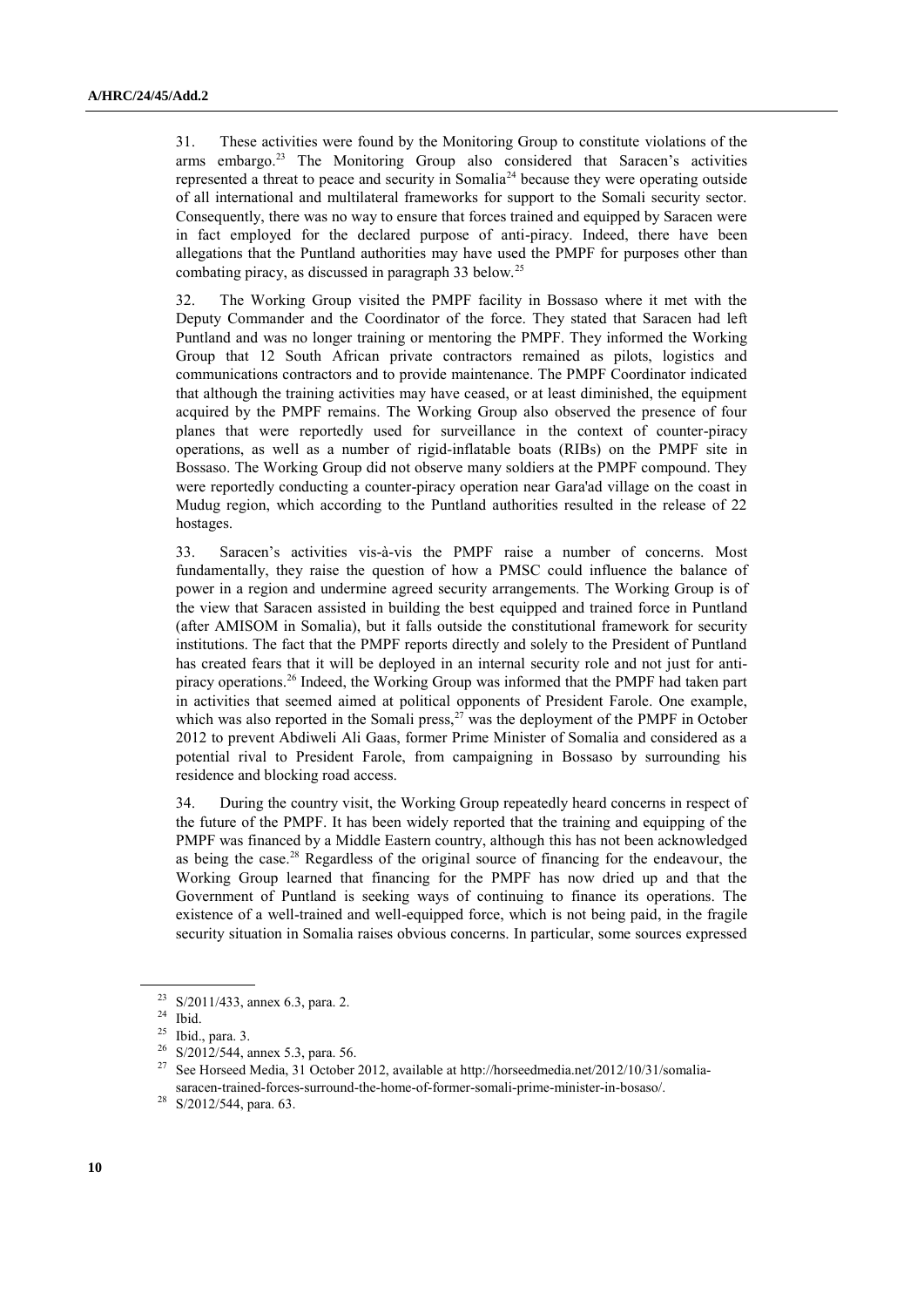31. These activities were found by the Monitoring Group to constitute violations of the arms embargo.[23] The Monitoring Group also considered that Saracen's activities represented a threat to peace and security in Somalia[24] because they were operating outside of all international and multilateral frameworks for support to the Somali security sector. Consequently, there was no way to ensure that forces trained and equipped by Saracen were in fact employed for the declared purpose of anti-piracy. Indeed, there have been allegations that the Puntland authorities may have used the PMPF for purposes other than combating piracy, as discussed in paragraph 33 below.[25]

32. The Working Group visited the PMPF facility in Bossaso where it met with the Deputy Commander and the Coordinator of the force. They stated that Saracen had left Puntland and was no longer training or mentoring the PMPF. They informed the Working Group that 12 South African private contractors remained as pilots, logistics and communications contractors and to provide maintenance. The PMPF Coordinator indicated that although the training activities may have ceased, or at least diminished, the equipment acquired by the PMPF remains. The Working Group also observed the presence of four planes that were reportedly used for surveillance in the context of counter-piracy operations, as well as a number of rigid-inflatable boats (RIBs) on the PMPF site in Bossaso. The Working Group did not observe many soldiers at the PMPF compound. They were reportedly conducting a counter-piracy operation near Gara'ad village on the coast in Mudug region, which according to the Puntland authorities resulted in the release of 22 hostages.

33. Saracen's activities vis-à-vis the PMPF raise a number of concerns. Most fundamentally, they raise the question of how a PMSC could influence the balance of power in a region and undermine agreed security arrangements. The Working Group is of the view that Saracen assisted in building the best equipped and trained force in Puntland (after AMISOM in Somalia), but it falls outside the constitutional framework for security institutions. The fact that the PMPF reports directly and solely to the President of Puntland has created fears that it will be deployed in an internal security role and not just for anti-piracy operations.[26] Indeed, the Working Group was informed that the PMPF had taken part in activities that seemed aimed at political opponents of President Farole. One example, which was also reported in the Somali press,[27] was the deployment of the PMPF in October 2012 to prevent Abdiweli Ali Gaas, former Prime Minister of Somalia and considered as a potential rival to President Farole, from campaigning in Bossaso by surrounding his residence and blocking road access.

34. During the country visit, the Working Group repeatedly heard concerns in respect of the future of the PMPF. It has been widely reported that the training and equipping of the PMPF was financed by a Middle Eastern country, although this has not been acknowledged as being the case.[28] Regardless of the original source of financing for the endeavour, the Working Group learned that financing for the PMPF has now dried up and that the Government of Puntland is seeking ways of continuing to finance its operations. The existence of a well-trained and well-equipped force, which is not being paid, in the fragile security situation in Somalia raises obvious concerns. In particular, some sources expressed

---

[23] S/2011/433, annex 6.3, para. 2.

[24] Ibid.

[25] Ibid., para. 3.

[26] S/2012/544, annex 5.3, para. 56.

[27] See Horseed Media, 31 October 2012, available at http://horseedmedia.net/2012/10/31/somalia-saracen-trained-forces-surround-the-home-of-former-somali-prime-minister-in-bosaso/.

[28] S/2012/544, para. 63.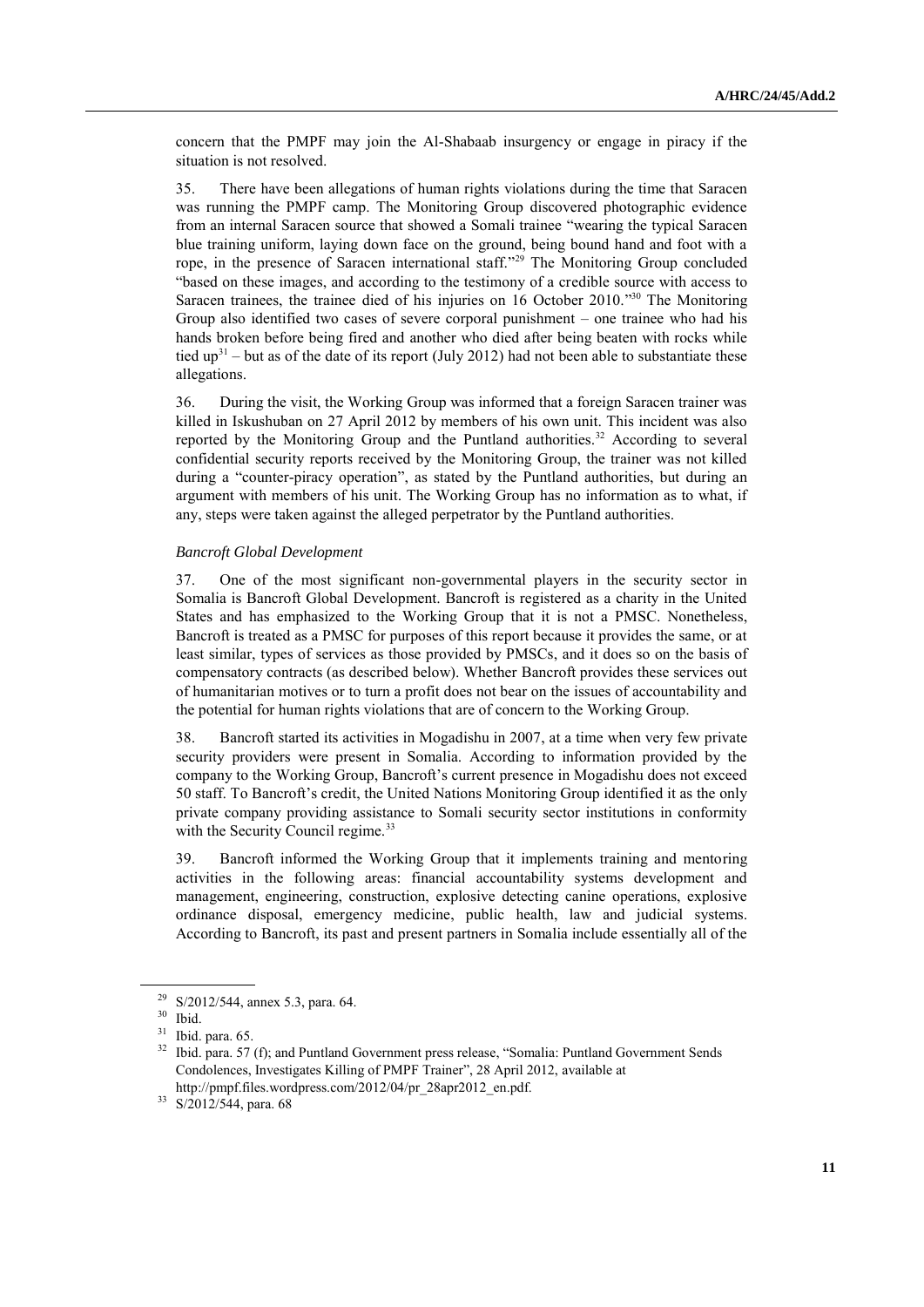concern that the PMPF may join the Al-Shabaab insurgency or engage in piracy if the situation is not resolved.

35. There have been allegations of human rights violations during the time that Saracen was running the PMPF camp. The Monitoring Group discovered photographic evidence from an internal Saracen source that showed a Somali trainee "wearing the typical Saracen blue training uniform, laying down face on the ground, being bound hand and foot with a rope, in the presence of Saracen international staff."[29] The Monitoring Group concluded "based on these images, and according to the testimony of a credible source with access to Saracen trainees, the trainee died of his injuries on 16 October 2010."[30] The Monitoring Group also identified two cases of severe corporal punishment – one trainee who had his hands broken before being fired and another who died after being beaten with rocks while tied up[31] – but as of the date of its report (July 2012) had not been able to substantiate these allegations.

36. During the visit, the Working Group was informed that a foreign Saracen trainer was killed in Iskushuban on 27 April 2012 by members of his own unit. This incident was also reported by the Monitoring Group and the Puntland authorities.[32] According to several confidential security reports received by the Monitoring Group, the trainer was not killed during a "counter-piracy operation", as stated by the Puntland authorities, but during an argument with members of his unit. The Working Group has no information as to what, if any, steps were taken against the alleged perpetrator by the Puntland authorities.

*Bancroft Global Development*

37. One of the most significant non-governmental players in the security sector in Somalia is Bancroft Global Development. Bancroft is registered as a charity in the United States and has emphasized to the Working Group that it is not a PMSC. Nonetheless, Bancroft is treated as a PMSC for purposes of this report because it provides the same, or at least similar, types of services as those provided by PMSCs, and it does so on the basis of compensatory contracts (as described below). Whether Bancroft provides these services out of humanitarian motives or to turn a profit does not bear on the issues of accountability and the potential for human rights violations that are of concern to the Working Group.

38. Bancroft started its activities in Mogadishu in 2007, at a time when very few private security providers were present in Somalia. According to information provided by the company to the Working Group, Bancroft's current presence in Mogadishu does not exceed 50 staff. To Bancroft's credit, the United Nations Monitoring Group identified it as the only private company providing assistance to Somali security sector institutions in conformity with the Security Council regime.[33]

39. Bancroft informed the Working Group that it implements training and mentoring activities in the following areas: financial accountability systems development and management, engineering, construction, explosive detecting canine operations, explosive ordinance disposal, emergency medicine, public health, law and judicial systems. According to Bancroft, its past and present partners in Somalia include essentially all of the

---

[29] S/2012/544, annex 5.3, para. 64.

[30] Ibid.

[31] Ibid. para. 65.

[32] Ibid. para. 57 (f); and Puntland Government press release, "Somalia: Puntland Government Sends Condolences, Investigates Killing of PMPF Trainer", 28 April 2012, available at http://pmpf.files.wordpress.com/2012/04/pr_28apr2012_en.pdf.

[33] S/2012/544, para. 68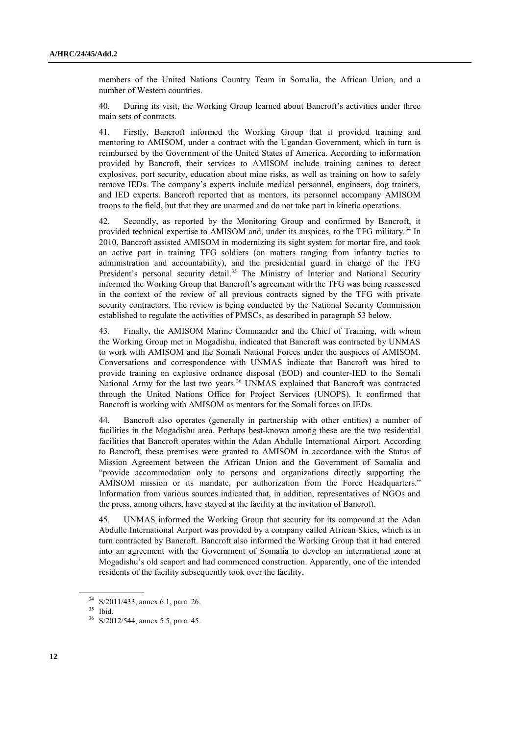members of the United Nations Country Team in Somalia, the African Union, and a number of Western countries.

40. During its visit, the Working Group learned about Bancroft's activities under three main sets of contracts.

41. Firstly, Bancroft informed the Working Group that it provided training and mentoring to AMISOM, under a contract with the Ugandan Government, which in turn is reimbursed by the Government of the United States of America. According to information provided by Bancroft, their services to AMISOM include training canines to detect explosives, port security, education about mine risks, as well as training on how to safely remove IEDs. The company's experts include medical personnel, engineers, dog trainers, and IED experts. Bancroft reported that as mentors, its personnel accompany AMISOM troops to the field, but that they are unarmed and do not take part in kinetic operations.

42. Secondly, as reported by the Monitoring Group and confirmed by Bancroft, it provided technical expertise to AMISOM and, under its auspices, to the TFG military.[34] In 2010, Bancroft assisted AMISOM in modernizing its sight system for mortar fire, and took an active part in training TFG soldiers (on matters ranging from infantry tactics to administration and accountability), and the presidential guard in charge of the TFG President's personal security detail.[35] The Ministry of Interior and National Security informed the Working Group that Bancroft's agreement with the TFG was being reassessed in the context of the review of all previous contracts signed by the TFG with private security contractors. The review is being conducted by the National Security Commission established to regulate the activities of PMSCs, as described in paragraph 53 below.

43. Finally, the AMISOM Marine Commander and the Chief of Training, with whom the Working Group met in Mogadishu, indicated that Bancroft was contracted by UNMAS to work with AMISOM and the Somali National Forces under the auspices of AMISOM. Conversations and correspondence with UNMAS indicate that Bancroft was hired to provide training on explosive ordnance disposal (EOD) and counter-IED to the Somali National Army for the last two years.[36] UNMAS explained that Bancroft was contracted through the United Nations Office for Project Services (UNOPS). It confirmed that Bancroft is working with AMISOM as mentors for the Somali forces on IEDs.

44. Bancroft also operates (generally in partnership with other entities) a number of facilities in the Mogadishu area. Perhaps best-known among these are the two residential facilities that Bancroft operates within the Adan Abdulle International Airport. According to Bancroft, these premises were granted to AMISOM in accordance with the Status of Mission Agreement between the African Union and the Government of Somalia and "provide accommodation only to persons and organizations directly supporting the AMISOM mission or its mandate, per authorization from the Force Headquarters." Information from various sources indicated that, in addition, representatives of NGOs and the press, among others, have stayed at the facility at the invitation of Bancroft.

45. UNMAS informed the Working Group that security for its compound at the Adan Abdulle International Airport was provided by a company called African Skies, which is in turn contracted by Bancroft. Bancroft also informed the Working Group that it had entered into an agreement with the Government of Somalia to develop an international zone at Mogadishu's old seaport and had commenced construction. Apparently, one of the intended residents of the facility subsequently took over the facility.

[34] S/2011/433, annex 6.1, para. 26.

[35] Ibid.

[36] S/2012/544, annex 5.5, para. 45.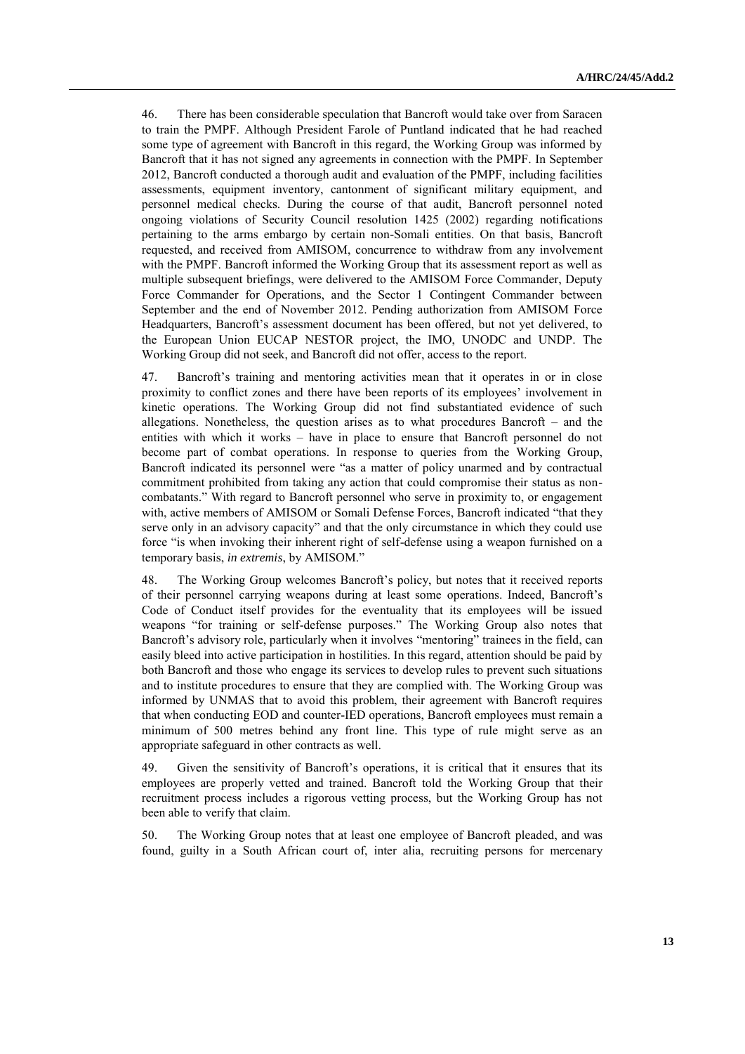46. There has been considerable speculation that Bancroft would take over from Saracen to train the PMPF. Although President Farole of Puntland indicated that he had reached some type of agreement with Bancroft in this regard, the Working Group was informed by Bancroft that it has not signed any agreements in connection with the PMPF. In September 2012, Bancroft conducted a thorough audit and evaluation of the PMPF, including facilities assessments, equipment inventory, cantonment of significant military equipment, and personnel medical checks. During the course of that audit, Bancroft personnel noted ongoing violations of Security Council resolution 1425 (2002) regarding notifications pertaining to the arms embargo by certain non-Somali entities. On that basis, Bancroft requested, and received from AMISOM, concurrence to withdraw from any involvement with the PMPF. Bancroft informed the Working Group that its assessment report as well as multiple subsequent briefings, were delivered to the AMISOM Force Commander, Deputy Force Commander for Operations, and the Sector 1 Contingent Commander between September and the end of November 2012. Pending authorization from AMISOM Force Headquarters, Bancroft's assessment document has been offered, but not yet delivered, to the European Union EUCAP NESTOR project, the IMO, UNODC and UNDP. The Working Group did not seek, and Bancroft did not offer, access to the report.

47. Bancroft's training and mentoring activities mean that it operates in or in close proximity to conflict zones and there have been reports of its employees' involvement in kinetic operations. The Working Group did not find substantiated evidence of such allegations. Nonetheless, the question arises as to what procedures Bancroft – and the entities with which it works – have in place to ensure that Bancroft personnel do not become part of combat operations. In response to queries from the Working Group, Bancroft indicated its personnel were "as a matter of policy unarmed and by contractual commitment prohibited from taking any action that could compromise their status as non-combatants." With regard to Bancroft personnel who serve in proximity to, or engagement with, active members of AMISOM or Somali Defense Forces, Bancroft indicated "that they serve only in an advisory capacity" and that the only circumstance in which they could use force "is when invoking their inherent right of self-defense using a weapon furnished on a temporary basis, *in extremis*, by AMISOM."

48. The Working Group welcomes Bancroft's policy, but notes that it received reports of their personnel carrying weapons during at least some operations. Indeed, Bancroft's Code of Conduct itself provides for the eventuality that its employees will be issued weapons "for training or self-defense purposes." The Working Group also notes that Bancroft's advisory role, particularly when it involves "mentoring" trainees in the field, can easily bleed into active participation in hostilities. In this regard, attention should be paid by both Bancroft and those who engage its services to develop rules to prevent such situations and to institute procedures to ensure that they are complied with. The Working Group was informed by UNMAS that to avoid this problem, their agreement with Bancroft requires that when conducting EOD and counter-IED operations, Bancroft employees must remain a minimum of 500 metres behind any front line. This type of rule might serve as an appropriate safeguard in other contracts as well.

49. Given the sensitivity of Bancroft's operations, it is critical that it ensures that its employees are properly vetted and trained. Bancroft told the Working Group that their recruitment process includes a rigorous vetting process, but the Working Group has not been able to verify that claim.

50. The Working Group notes that at least one employee of Bancroft pleaded, and was found, guilty in a South African court of, inter alia, recruiting persons for mercenary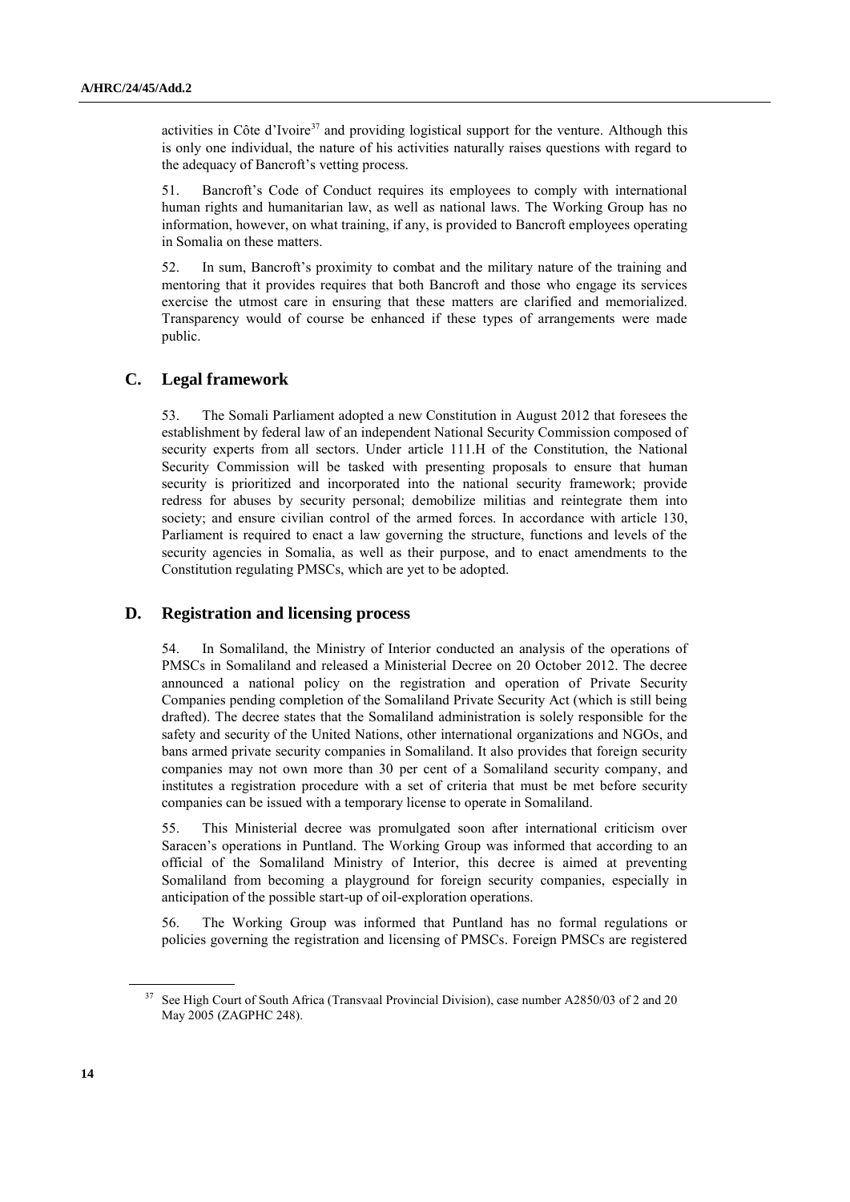activities in Côte d'Ivoire[37] and providing logistical support for the venture. Although this is only one individual, the nature of his activities naturally raises questions with regard to the adequacy of Bancroft's vetting process.

51. Bancroft's Code of Conduct requires its employees to comply with international human rights and humanitarian law, as well as national laws. The Working Group has no information, however, on what training, if any, is provided to Bancroft employees operating in Somalia on these matters.

52. In sum, Bancroft's proximity to combat and the military nature of the training and mentoring that it provides requires that both Bancroft and those who engage its services exercise the utmost care in ensuring that these matters are clarified and memorialized. Transparency would of course be enhanced if these types of arrangements were made public.

## C. Legal framework

53. The Somali Parliament adopted a new Constitution in August 2012 that foresees the establishment by federal law of an independent National Security Commission composed of security experts from all sectors. Under article 111.H of the Constitution, the National Security Commission will be tasked with presenting proposals to ensure that human security is prioritized and incorporated into the national security framework; provide redress for abuses by security personal; demobilize militias and reintegrate them into society; and ensure civilian control of the armed forces. In accordance with article 130, Parliament is required to enact a law governing the structure, functions and levels of the security agencies in Somalia, as well as their purpose, and to enact amendments to the Constitution regulating PMSCs, which are yet to be adopted.

## D. Registration and licensing process

54. In Somaliland, the Ministry of Interior conducted an analysis of the operations of PMSCs in Somaliland and released a Ministerial Decree on 20 October 2012. The decree announced a national policy on the registration and operation of Private Security Companies pending completion of the Somaliland Private Security Act (which is still being drafted). The decree states that the Somaliland administration is solely responsible for the safety and security of the United Nations, other international organizations and NGOs, and bans armed private security companies in Somaliland. It also provides that foreign security companies may not own more than 30 per cent of a Somaliland security company, and institutes a registration procedure with a set of criteria that must be met before security companies can be issued with a temporary license to operate in Somaliland.

55. This Ministerial decree was promulgated soon after international criticism over Saracen's operations in Puntland. The Working Group was informed that according to an official of the Somaliland Ministry of Interior, this decree is aimed at preventing Somaliland from becoming a playground for foreign security companies, especially in anticipation of the possible start-up of oil-exploration operations.

56. The Working Group was informed that Puntland has no formal regulations or policies governing the registration and licensing of PMSCs. Foreign PMSCs are registered

---

[37] See High Court of South Africa (Transvaal Provincial Division), case number A2850/03 of 2 and 20 May 2005 (ZAGPHC 248).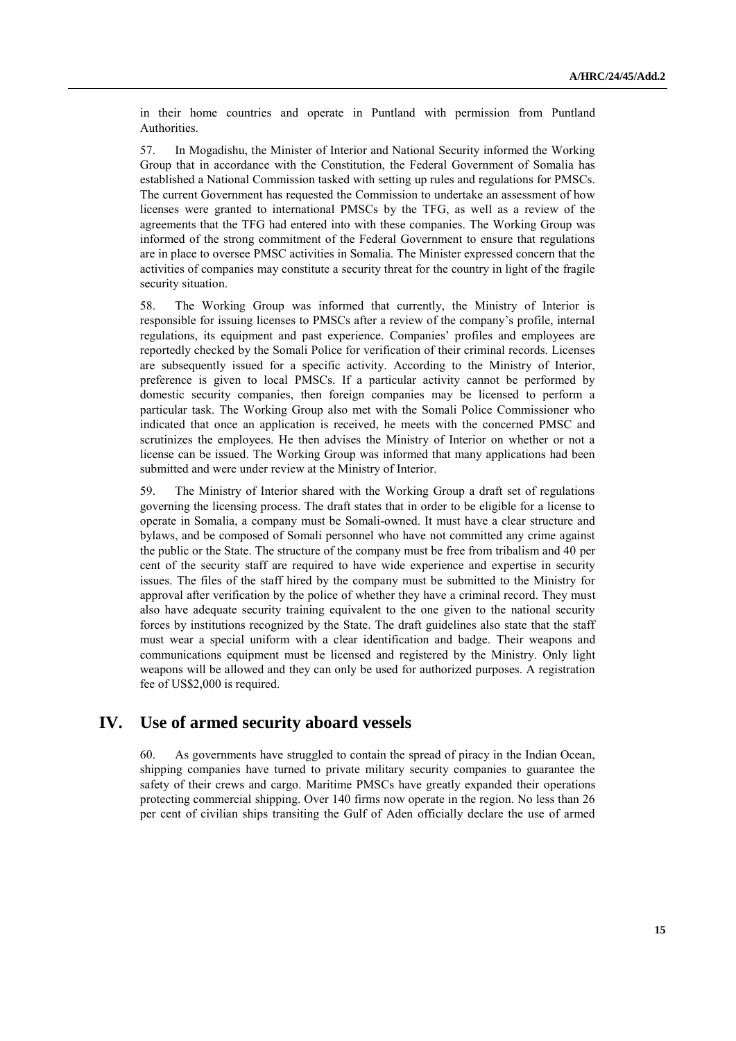in their home countries and operate in Puntland with permission from Puntland Authorities.

57. In Mogadishu, the Minister of Interior and National Security informed the Working Group that in accordance with the Constitution, the Federal Government of Somalia has established a National Commission tasked with setting up rules and regulations for PMSCs. The current Government has requested the Commission to undertake an assessment of how licenses were granted to international PMSCs by the TFG, as well as a review of the agreements that the TFG had entered into with these companies. The Working Group was informed of the strong commitment of the Federal Government to ensure that regulations are in place to oversee PMSC activities in Somalia. The Minister expressed concern that the activities of companies may constitute a security threat for the country in light of the fragile security situation.

58. The Working Group was informed that currently, the Ministry of Interior is responsible for issuing licenses to PMSCs after a review of the company's profile, internal regulations, its equipment and past experience. Companies' profiles and employees are reportedly checked by the Somali Police for verification of their criminal records. Licenses are subsequently issued for a specific activity. According to the Ministry of Interior, preference is given to local PMSCs. If a particular activity cannot be performed by domestic security companies, then foreign companies may be licensed to perform a particular task. The Working Group also met with the Somali Police Commissioner who indicated that once an application is received, he meets with the concerned PMSC and scrutinizes the employees. He then advises the Ministry of Interior on whether or not a license can be issued. The Working Group was informed that many applications had been submitted and were under review at the Ministry of Interior.

59. The Ministry of Interior shared with the Working Group a draft set of regulations governing the licensing process. The draft states that in order to be eligible for a license to operate in Somalia, a company must be Somali-owned. It must have a clear structure and bylaws, and be composed of Somali personnel who have not committed any crime against the public or the State. The structure of the company must be free from tribalism and 40 per cent of the security staff are required to have wide experience and expertise in security issues. The files of the staff hired by the company must be submitted to the Ministry for approval after verification by the police of whether they have a criminal record. They must also have adequate security training equivalent to the one given to the national security forces by institutions recognized by the State. The draft guidelines also state that the staff must wear a special uniform with a clear identification and badge. Their weapons and communications equipment must be licensed and registered by the Ministry. Only light weapons will be allowed and they can only be used for authorized purposes. A registration fee of US$2,000 is required.

## IV. Use of armed security aboard vessels

60. As governments have struggled to contain the spread of piracy in the Indian Ocean, shipping companies have turned to private military security companies to guarantee the safety of their crews and cargo. Maritime PMSCs have greatly expanded their operations protecting commercial shipping. Over 140 firms now operate in the region. No less than 26 per cent of civilian ships transiting the Gulf of Aden officially declare the use of armed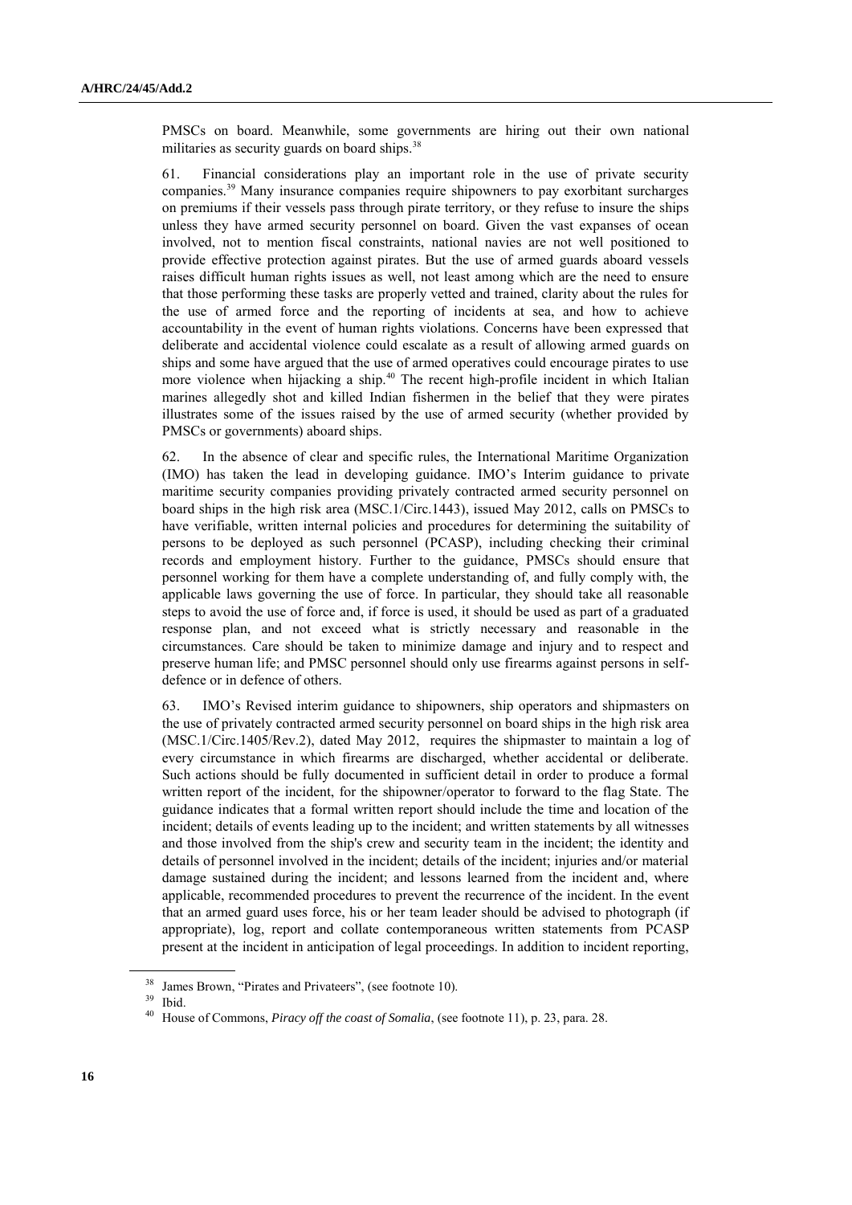PMSCs on board. Meanwhile, some governments are hiring out their own national militaries as security guards on board ships.[38]

61. Financial considerations play an important role in the use of private security companies.[39] Many insurance companies require shipowners to pay exorbitant surcharges on premiums if their vessels pass through pirate territory, or they refuse to insure the ships unless they have armed security personnel on board. Given the vast expanses of ocean involved, not to mention fiscal constraints, national navies are not well positioned to provide effective protection against pirates. But the use of armed guards aboard vessels raises difficult human rights issues as well, not least among which are the need to ensure that those performing these tasks are properly vetted and trained, clarity about the rules for the use of armed force and the reporting of incidents at sea, and how to achieve accountability in the event of human rights violations. Concerns have been expressed that deliberate and accidental violence could escalate as a result of allowing armed guards on ships and some have argued that the use of armed operatives could encourage pirates to use more violence when hijacking a ship.[40] The recent high-profile incident in which Italian marines allegedly shot and killed Indian fishermen in the belief that they were pirates illustrates some of the issues raised by the use of armed security (whether provided by PMSCs or governments) aboard ships.

62. In the absence of clear and specific rules, the International Maritime Organization (IMO) has taken the lead in developing guidance. IMO's Interim guidance to private maritime security companies providing privately contracted armed security personnel on board ships in the high risk area (MSC.1/Circ.1443), issued May 2012, calls on PMSCs to have verifiable, written internal policies and procedures for determining the suitability of persons to be deployed as such personnel (PCASP), including checking their criminal records and employment history. Further to the guidance, PMSCs should ensure that personnel working for them have a complete understanding of, and fully comply with, the applicable laws governing the use of force. In particular, they should take all reasonable steps to avoid the use of force and, if force is used, it should be used as part of a graduated response plan, and not exceed what is strictly necessary and reasonable in the circumstances. Care should be taken to minimize damage and injury and to respect and preserve human life; and PMSC personnel should only use firearms against persons in self-defence or in defence of others.

63. IMO's Revised interim guidance to shipowners, ship operators and shipmasters on the use of privately contracted armed security personnel on board ships in the high risk area (MSC.1/Circ.1405/Rev.2), dated May 2012, requires the shipmaster to maintain a log of every circumstance in which firearms are discharged, whether accidental or deliberate. Such actions should be fully documented in sufficient detail in order to produce a formal written report of the incident, for the shipowner/operator to forward to the flag State. The guidance indicates that a formal written report should include the time and location of the incident; details of events leading up to the incident; and written statements by all witnesses and those involved from the ship's crew and security team in the incident; the identity and details of personnel involved in the incident; details of the incident; injuries and/or material damage sustained during the incident; and lessons learned from the incident and, where applicable, recommended procedures to prevent the recurrence of the incident. In the event that an armed guard uses force, his or her team leader should be advised to photograph (if appropriate), log, report and collate contemporaneous written statements from PCASP present at the incident in anticipation of legal proceedings. In addition to incident reporting,

---

[38] James Brown, "Pirates and Privateers", (see footnote 10).

[39] Ibid.

[40] House of Commons, *Piracy off the coast of Somalia*, (see footnote 11), p. 23, para. 28.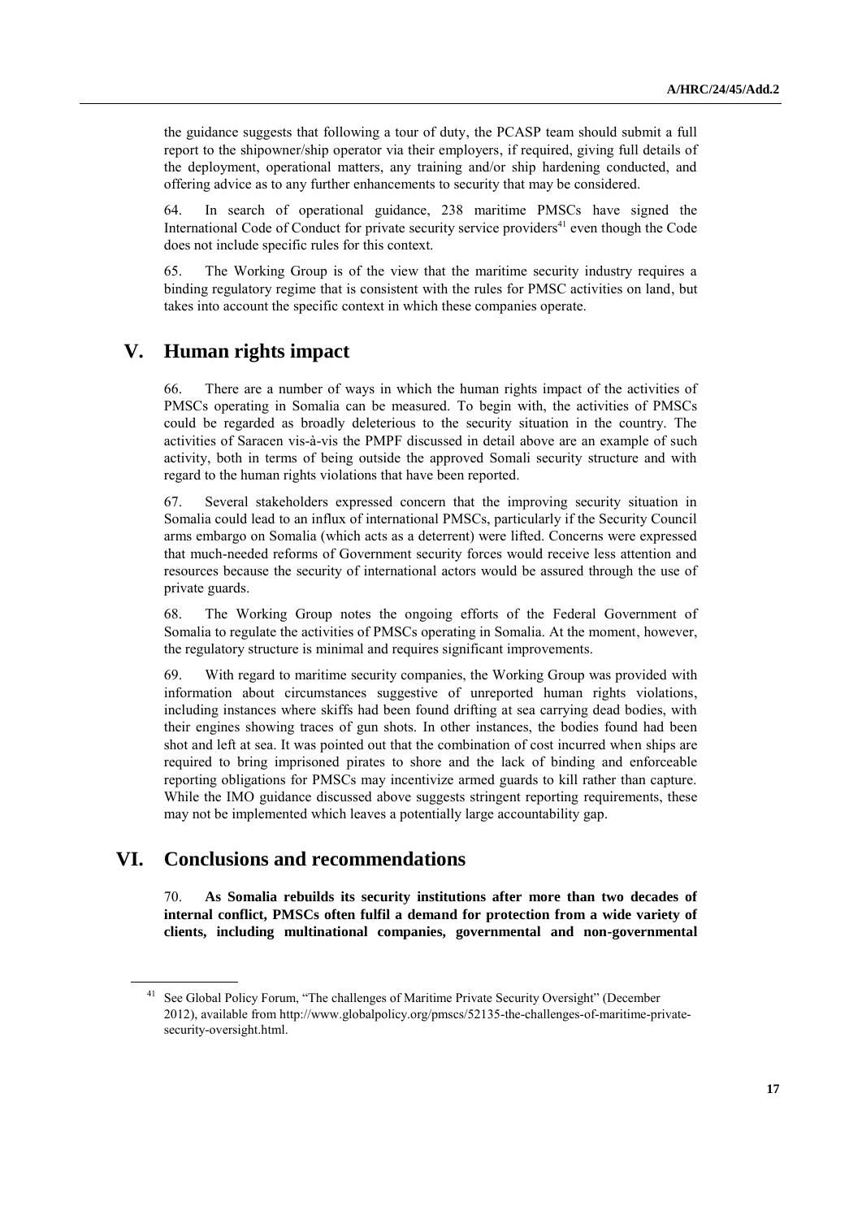the guidance suggests that following a tour of duty, the PCASP team should submit a full report to the shipowner/ship operator via their employers, if required, giving full details of the deployment, operational matters, any training and/or ship hardening conducted, and offering advice as to any further enhancements to security that may be considered.

64. In search of operational guidance, 238 maritime PMSCs have signed the International Code of Conduct for private security service providers[41] even though the Code does not include specific rules for this context.

65. The Working Group is of the view that the maritime security industry requires a binding regulatory regime that is consistent with the rules for PMSC activities on land, but takes into account the specific context in which these companies operate.

## V. Human rights impact

66. There are a number of ways in which the human rights impact of the activities of PMSCs operating in Somalia can be measured. To begin with, the activities of PMSCs could be regarded as broadly deleterious to the security situation in the country. The activities of Saracen vis-à-vis the PMPF discussed in detail above are an example of such activity, both in terms of being outside the approved Somali security structure and with regard to the human rights violations that have been reported.

67. Several stakeholders expressed concern that the improving security situation in Somalia could lead to an influx of international PMSCs, particularly if the Security Council arms embargo on Somalia (which acts as a deterrent) were lifted. Concerns were expressed that much-needed reforms of Government security forces would receive less attention and resources because the security of international actors would be assured through the use of private guards.

68. The Working Group notes the ongoing efforts of the Federal Government of Somalia to regulate the activities of PMSCs operating in Somalia. At the moment, however, the regulatory structure is minimal and requires significant improvements.

69. With regard to maritime security companies, the Working Group was provided with information about circumstances suggestive of unreported human rights violations, including instances where skiffs had been found drifting at sea carrying dead bodies, with their engines showing traces of gun shots. In other instances, the bodies found had been shot and left at sea. It was pointed out that the combination of cost incurred when ships are required to bring imprisoned pirates to shore and the lack of binding and enforceable reporting obligations for PMSCs may incentivize armed guards to kill rather than capture. While the IMO guidance discussed above suggests stringent reporting requirements, these may not be implemented which leaves a potentially large accountability gap.

## VI. Conclusions and recommendations

70. **As Somalia rebuilds its security institutions after more than two decades of internal conflict, PMSCs often fulfil a demand for protection from a wide variety of clients, including multinational companies, governmental and non-governmental**

[41] See Global Policy Forum, "The challenges of Maritime Private Security Oversight" (December 2012), available from http://www.globalpolicy.org/pmscs/52135-the-challenges-of-maritime-private-security-oversight.html.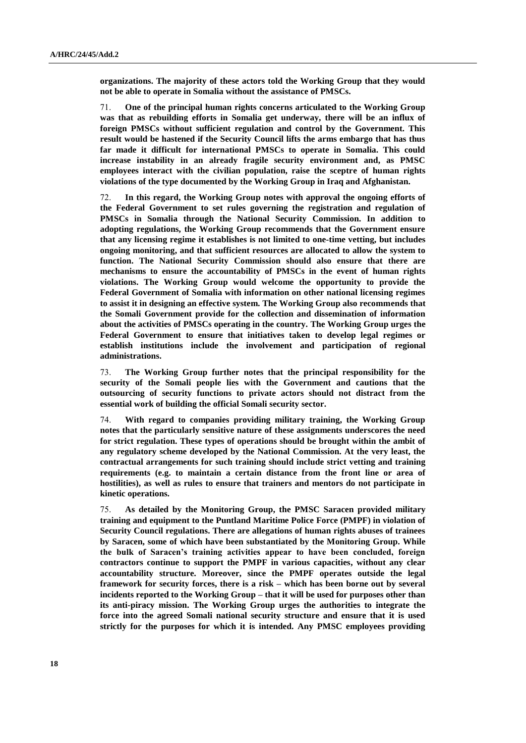**organizations. The majority of these actors told the Working Group that they would not be able to operate in Somalia without the assistance of PMSCs.**

71. **One of the principal human rights concerns articulated to the Working Group was that as rebuilding efforts in Somalia get underway, there will be an influx of foreign PMSCs without sufficient regulation and control by the Government. This result would be hastened if the Security Council lifts the arms embargo that has thus far made it difficult for international PMSCs to operate in Somalia. This could increase instability in an already fragile security environment and, as PMSC employees interact with the civilian population, raise the sceptre of human rights violations of the type documented by the Working Group in Iraq and Afghanistan.**

72. **In this regard, the Working Group notes with approval the ongoing efforts of the Federal Government to set rules governing the registration and regulation of PMSCs in Somalia through the National Security Commission. In addition to adopting regulations, the Working Group recommends that the Government ensure that any licensing regime it establishes is not limited to one-time vetting, but includes ongoing monitoring, and that sufficient resources are allocated to allow the system to function. The National Security Commission should also ensure that there are mechanisms to ensure the accountability of PMSCs in the event of human rights violations. The Working Group would welcome the opportunity to provide the Federal Government of Somalia with information on other national licensing regimes to assist it in designing an effective system. The Working Group also recommends that the Somali Government provide for the collection and dissemination of information about the activities of PMSCs operating in the country. The Working Group urges the Federal Government to ensure that initiatives taken to develop legal regimes or establish institutions include the involvement and participation of regional administrations.**

73. **The Working Group further notes that the principal responsibility for the security of the Somali people lies with the Government and cautions that the outsourcing of security functions to private actors should not distract from the essential work of building the official Somali security sector.**

74. **With regard to companies providing military training, the Working Group notes that the particularly sensitive nature of these assignments underscores the need for strict regulation. These types of operations should be brought within the ambit of any regulatory scheme developed by the National Commission. At the very least, the contractual arrangements for such training should include strict vetting and training requirements (e.g. to maintain a certain distance from the front line or area of hostilities), as well as rules to ensure that trainers and mentors do not participate in kinetic operations.**

75. **As detailed by the Monitoring Group, the PMSC Saracen provided military training and equipment to the Puntland Maritime Police Force (PMPF) in violation of Security Council regulations. There are allegations of human rights abuses of trainees by Saracen, some of which have been substantiated by the Monitoring Group. While the bulk of Saracen's training activities appear to have been concluded, foreign contractors continue to support the PMPF in various capacities, without any clear accountability structure. Moreover, since the PMPF operates outside the legal framework for security forces, there is a risk – which has been borne out by several incidents reported to the Working Group – that it will be used for purposes other than its anti-piracy mission. The Working Group urges the authorities to integrate the force into the agreed Somali national security structure and ensure that it is used strictly for the purposes for which it is intended. Any PMSC employees providing**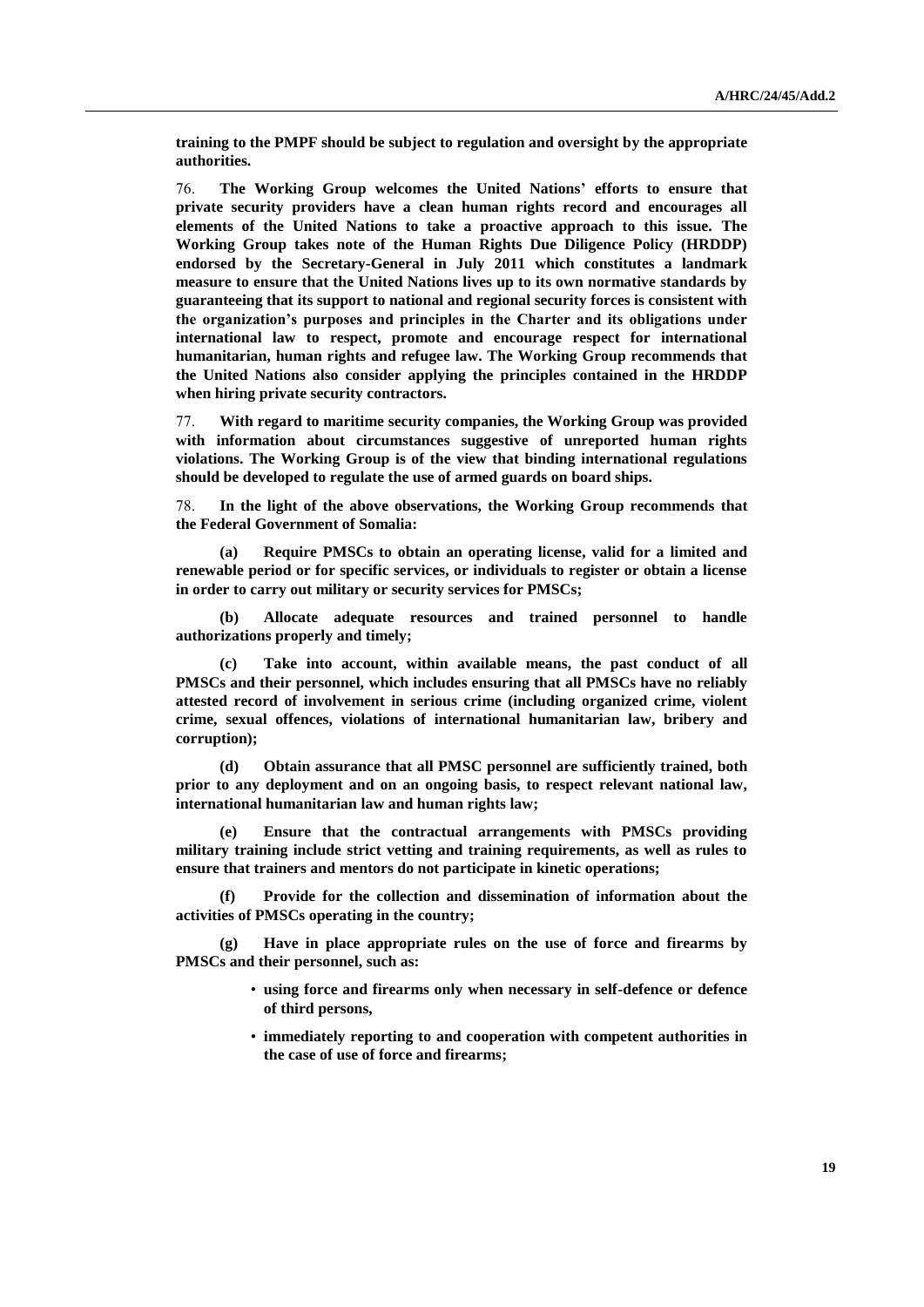**training to the PMPF should be subject to regulation and oversight by the appropriate authorities.**

76. **The Working Group welcomes the United Nations' efforts to ensure that private security providers have a clean human rights record and encourages all elements of the United Nations to take a proactive approach to this issue. The Working Group takes note of the Human Rights Due Diligence Policy (HRDDP) endorsed by the Secretary-General in July 2011 which constitutes a landmark measure to ensure that the United Nations lives up to its own normative standards by guaranteeing that its support to national and regional security forces is consistent with the organization's purposes and principles in the Charter and its obligations under international law to respect, promote and encourage respect for international humanitarian, human rights and refugee law. The Working Group recommends that the United Nations also consider applying the principles contained in the HRDDP when hiring private security contractors.**

77. **With regard to maritime security companies, the Working Group was provided with information about circumstances suggestive of unreported human rights violations. The Working Group is of the view that binding international regulations should be developed to regulate the use of armed guards on board ships.**

78. **In the light of the above observations, the Working Group recommends that the Federal Government of Somalia:**

(a) **Require PMSCs to obtain an operating license, valid for a limited and renewable period or for specific services, or individuals to register or obtain a license in order to carry out military or security services for PMSCs;**

(b) **Allocate adequate resources and trained personnel to handle authorizations properly and timely;**

(c) **Take into account, within available means, the past conduct of all PMSCs and their personnel, which includes ensuring that all PMSCs have no reliably attested record of involvement in serious crime (including organized crime, violent crime, sexual offences, violations of international humanitarian law, bribery and corruption);**

(d) **Obtain assurance that all PMSC personnel are sufficiently trained, both prior to any deployment and on an ongoing basis, to respect relevant national law, international humanitarian law and human rights law;**

(e) **Ensure that the contractual arrangements with PMSCs providing military training include strict vetting and training requirements, as well as rules to ensure that trainers and mentors do not participate in kinetic operations;**

(f) **Provide for the collection and dissemination of information about the activities of PMSCs operating in the country;**

(g) **Have in place appropriate rules on the use of force and firearms by PMSCs and their personnel, such as:**

- **using force and firearms only when necessary in self-defence or defence of third persons,**
- **immediately reporting to and cooperation with competent authorities in the case of use of force and firearms;**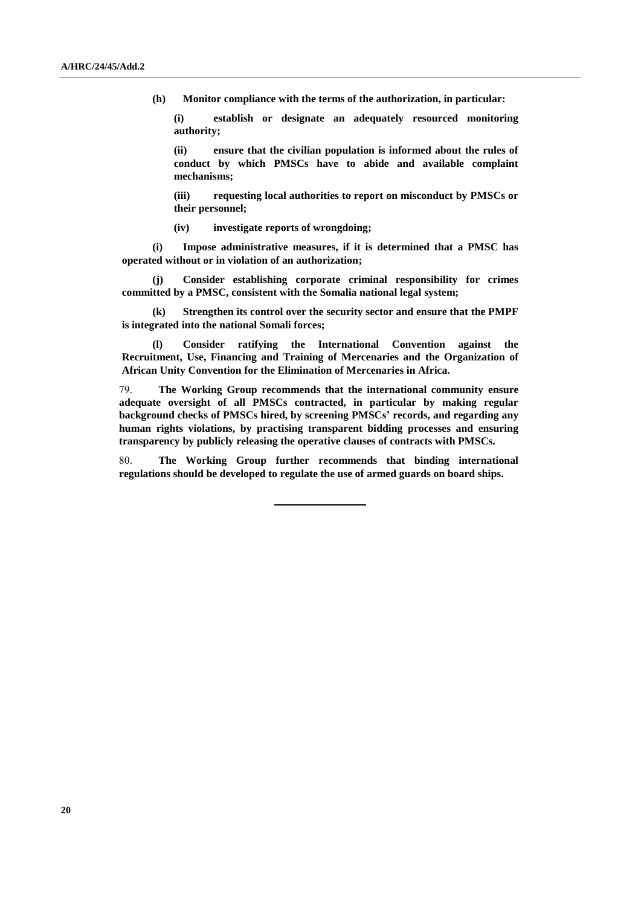**(h) Monitor compliance with the terms of the authorization, in particular:**

> **(i) establish or designate an adequately resourced monitoring authority;**
>
> **(ii) ensure that the civilian population is informed about the rules of conduct by which PMSCs have to abide and available complaint mechanisms;**
>
> **(iii) requesting local authorities to report on misconduct by PMSCs or their personnel;**
>
> **(iv) investigate reports of wrongdoing;**

**(i) Impose administrative measures, if it is determined that a PMSC has operated without or in violation of an authorization;**

**(j) Consider establishing corporate criminal responsibility for crimes committed by a PMSC, consistent with the Somalia national legal system;**

**(k) Strengthen its control over the security sector and ensure that the PMPF is integrated into the national Somali forces;**

**(l) Consider ratifying the International Convention against the Recruitment, Use, Financing and Training of Mercenaries and the Organization of African Unity Convention for the Elimination of Mercenaries in Africa.**

79. **The Working Group recommends that the international community ensure adequate oversight of all PMSCs contracted, in particular by making regular background checks of PMSCs hired, by screening PMSCs' records, and regarding any human rights violations, by practising transparent bidding processes and ensuring transparency by publicly releasing the operative clauses of contracts with PMSCs.**

80. **The Working Group further recommends that binding international regulations should be developed to regulate the use of armed guards on board ships.**